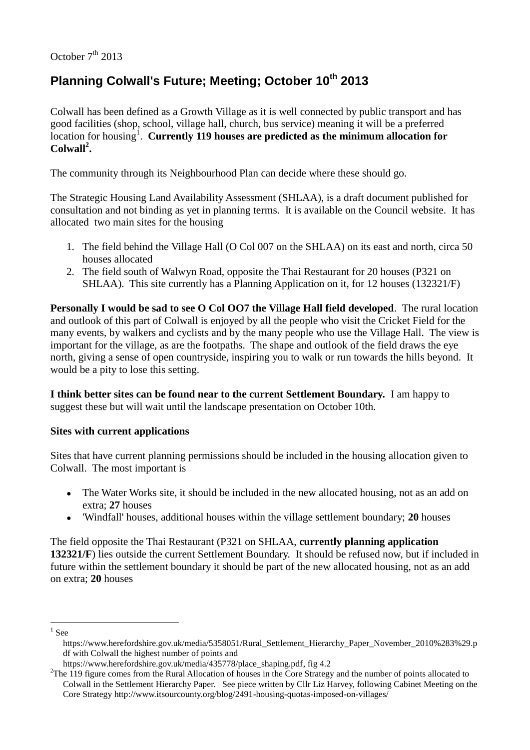October 7th 2013

# Planning Colwall's Future; Meeting; October 10th 2013

Colwall has been defined as a Growth Village as it is well connected by public transport and has good facilities (shop, school, village hall, church, bus service) meaning it will be a preferred location for housing[1]. **Currently 119 houses are predicted as the minimum allocation for Colwall[2].**

The community through its Neighbourhood Plan can decide where these should go.

The Strategic Housing Land Availability Assessment (SHLAA), is a draft document published for consultation and not binding as yet in planning terms. It is available on the Council website. It has allocated two main sites for the housing

1. The field behind the Village Hall (O Col 007 on the SHLAA) on its east and north, circa 50 houses allocated
2. The field south of Walwyn Road, opposite the Thai Restaurant for 20 houses (P321 on SHLAA). This site currently has a Planning Application on it, for 12 houses (132321/F)

**Personally I would be sad to see O Col OO7 the Village Hall field developed**. The rural location and outlook of this part of Colwall is enjoyed by all the people who visit the Cricket Field for the many events, by walkers and cyclists and by the many people who use the Village Hall. The view is important for the village, as are the footpaths. The shape and outlook of the field draws the eye north, giving a sense of open countryside, inspiring you to walk or run towards the hills beyond. It would be a pity to lose this setting.

**I think better sites can be found near to the current Settlement Boundary.** I am happy to suggest these but will wait until the landscape presentation on October 10th.

**Sites with current applications**

Sites that have current planning permissions should be included in the housing allocation given to Colwall. The most important is

- The Water Works site, it should be included in the new allocated housing, not as an add on extra; **27** houses
- 'Windfall' houses, additional houses within the village settlement boundary; **20** houses

The field opposite the Thai Restaurant (P321 on SHLAA, **currently planning application 132321/F**) lies outside the current Settlement Boundary. It should be refused now, but if included in future within the settlement boundary it should be part of the new allocated housing, not as an add on extra; **20** houses

---

[1] See https://www.herefordshire.gov.uk/media/5358051/Rural_Settlement_Hierarchy_Paper_November_2010%283%29.pdf with Colwall the highest number of points and https://www.herefordshire.gov.uk/media/435778/place_shaping.pdf, fig 4.2

[2] The 119 figure comes from the Rural Allocation of houses in the Core Strategy and the number of points allocated to Colwall in the Settlement Hierarchy Paper. See piece written by Cllr Liz Harvey, following Cabinet Meeting on the Core Strategy http://www.itsourcounty.org/blog/2491-housing-quotas-imposed-on-villages/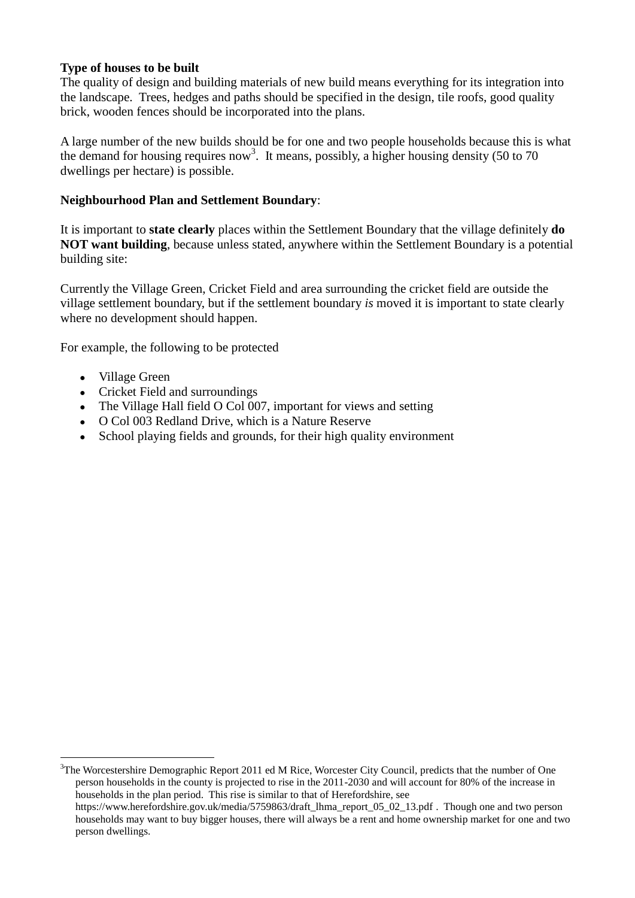**Type of houses to be built**

The quality of design and building materials of new build means everything for its integration into the landscape. Trees, hedges and paths should be specified in the design, tile roofs, good quality brick, wooden fences should be incorporated into the plans.

A large number of the new builds should be for one and two people households because this is what the demand for housing requires now[3]. It means, possibly, a higher housing density (50 to 70 dwellings per hectare) is possible.

**Neighbourhood Plan and Settlement Boundary**:

It is important to **state clearly** places within the Settlement Boundary that the village definitely **do NOT want building**, because unless stated, anywhere within the Settlement Boundary is a potential building site:

Currently the Village Green, Cricket Field and area surrounding the cricket field are outside the village settlement boundary, but if the settlement boundary *is* moved it is important to state clearly where no development should happen.

For example, the following to be protected

- Village Green
- Cricket Field and surroundings
- The Village Hall field O Col 007, important for views and setting
- O Col 003 Redland Drive, which is a Nature Reserve
- School playing fields and grounds, for their high quality environment

---

[3] The Worcestershire Demographic Report 2011 ed M Rice, Worcester City Council, predicts that the number of One person households in the county is projected to rise in the 2011-2030 and will account for 80% of the increase in households in the plan period. This rise is similar to that of Herefordshire, see https://www.herefordshire.gov.uk/media/5759863/draft_lhma_report_05_02_13.pdf . Though one and two person households may want to buy bigger houses, there will always be a rent and home ownership market for one and two person dwellings.